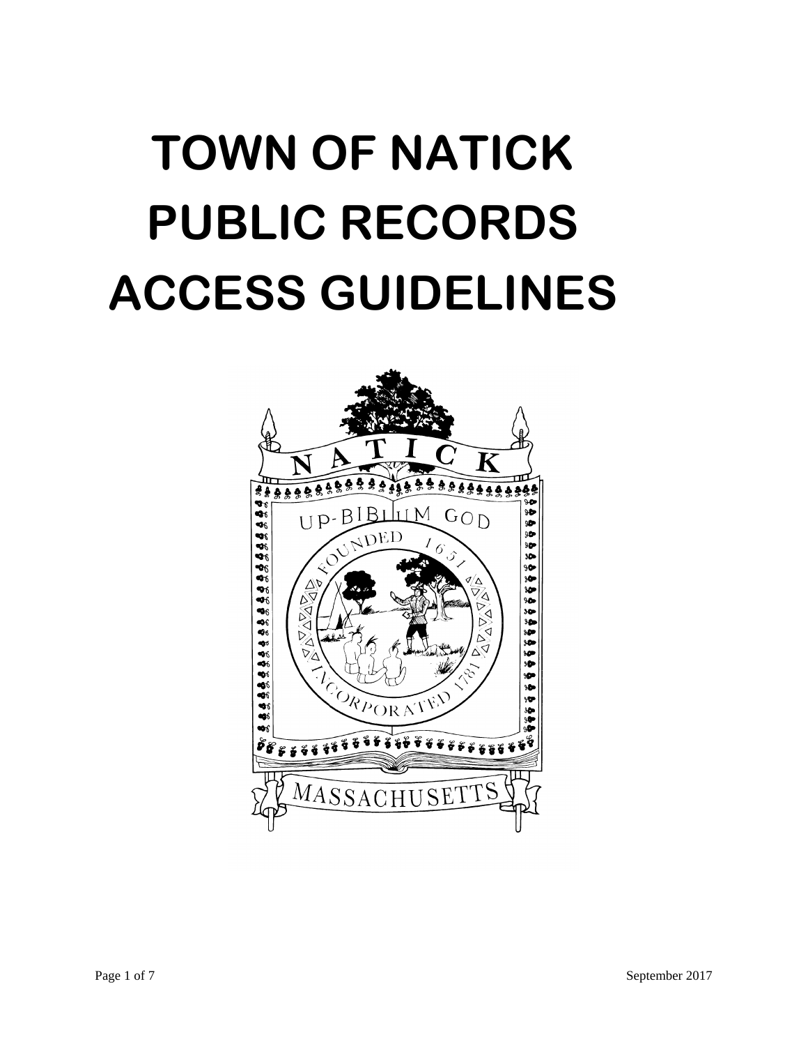# TOWN OF NATICK PUBLIC RECORDS ACCESS GUIDELINES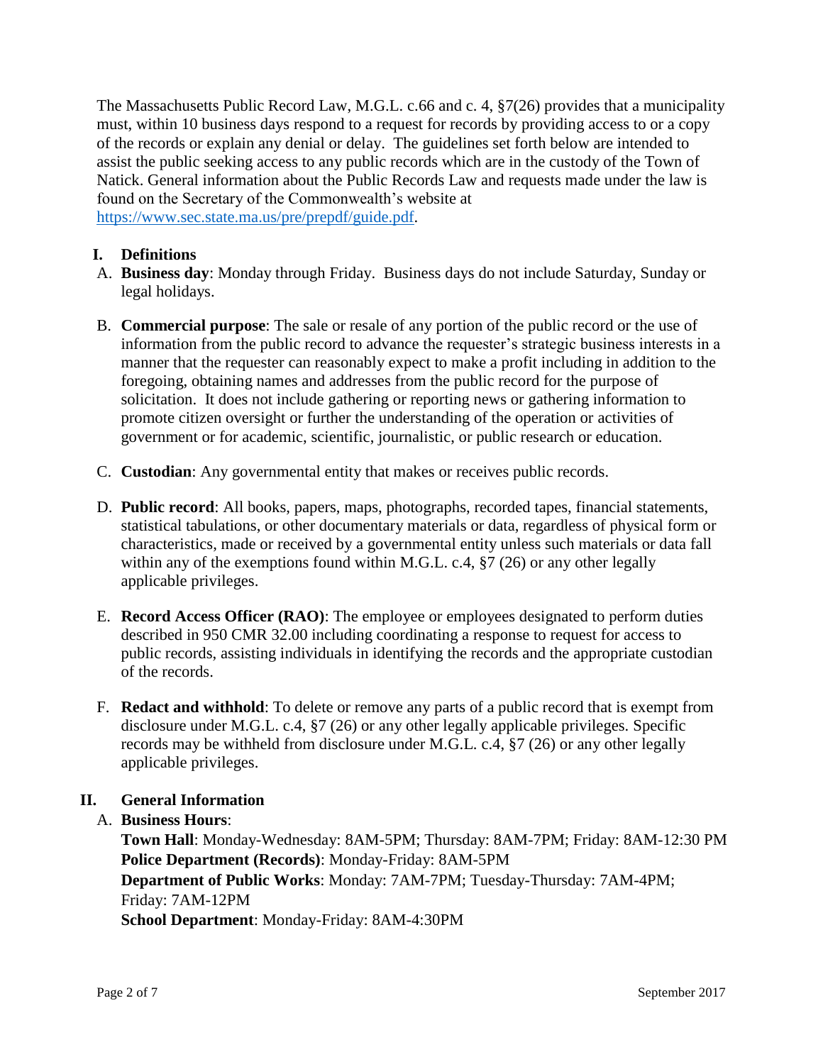The Massachusetts Public Record Law, M.G.L. c.66 and c. 4, §7(26) provides that a municipality must, within 10 business days respond to a request for records by providing access to or a copy of the records or explain any denial or delay. The guidelines set forth below are intended to assist the public seeking access to any public records which are in the custody of the Town of Natick. General information about the Public Records Law and requests made under the law is found on the Secretary of the Commonwealth's website at [https://www.sec.state.ma.us/pre/prepdf/guide.pdf](https://www.sec.state.ma.us/pre/prepdf/guide.pdf).

## I. Definitions

A. **Business day**: Monday through Friday. Business days do not include Saturday, Sunday or legal holidays.

B. **Commercial purpose**: The sale or resale of any portion of the public record or the use of information from the public record to advance the requester's strategic business interests in a manner that the requester can reasonably expect to make a profit including in addition to the foregoing, obtaining names and addresses from the public record for the purpose of solicitation. It does not include gathering or reporting news or gathering information to promote citizen oversight or further the understanding of the operation or activities of government or for academic, scientific, journalistic, or public research or education.

C. **Custodian**: Any governmental entity that makes or receives public records.

D. **Public record**: All books, papers, maps, photographs, recorded tapes, financial statements, statistical tabulations, or other documentary materials or data, regardless of physical form or characteristics, made or received by a governmental entity unless such materials or data fall within any of the exemptions found within M.G.L. c.4, §7 (26) or any other legally applicable privileges.

E. **Record Access Officer (RAO)**: The employee or employees designated to perform duties described in 950 CMR 32.00 including coordinating a response to request for access to public records, assisting individuals in identifying the records and the appropriate custodian of the records.

F. **Redact and withhold**: To delete or remove any parts of a public record that is exempt from disclosure under M.G.L. c.4, §7 (26) or any other legally applicable privileges. Specific records may be withheld from disclosure under M.G.L. c.4, §7 (26) or any other legally applicable privileges.

## II. General Information

A. **Business Hours**:

**Town Hall**: Monday-Wednesday: 8AM-5PM; Thursday: 8AM-7PM; Friday: 8AM-12:30 PM
**Police Department (Records)**: Monday-Friday: 8AM-5PM
**Department of Public Works**: Monday: 7AM-7PM; Tuesday-Thursday: 7AM-4PM; Friday: 7AM-12PM
**School Department**: Monday-Friday: 8AM-4:30PM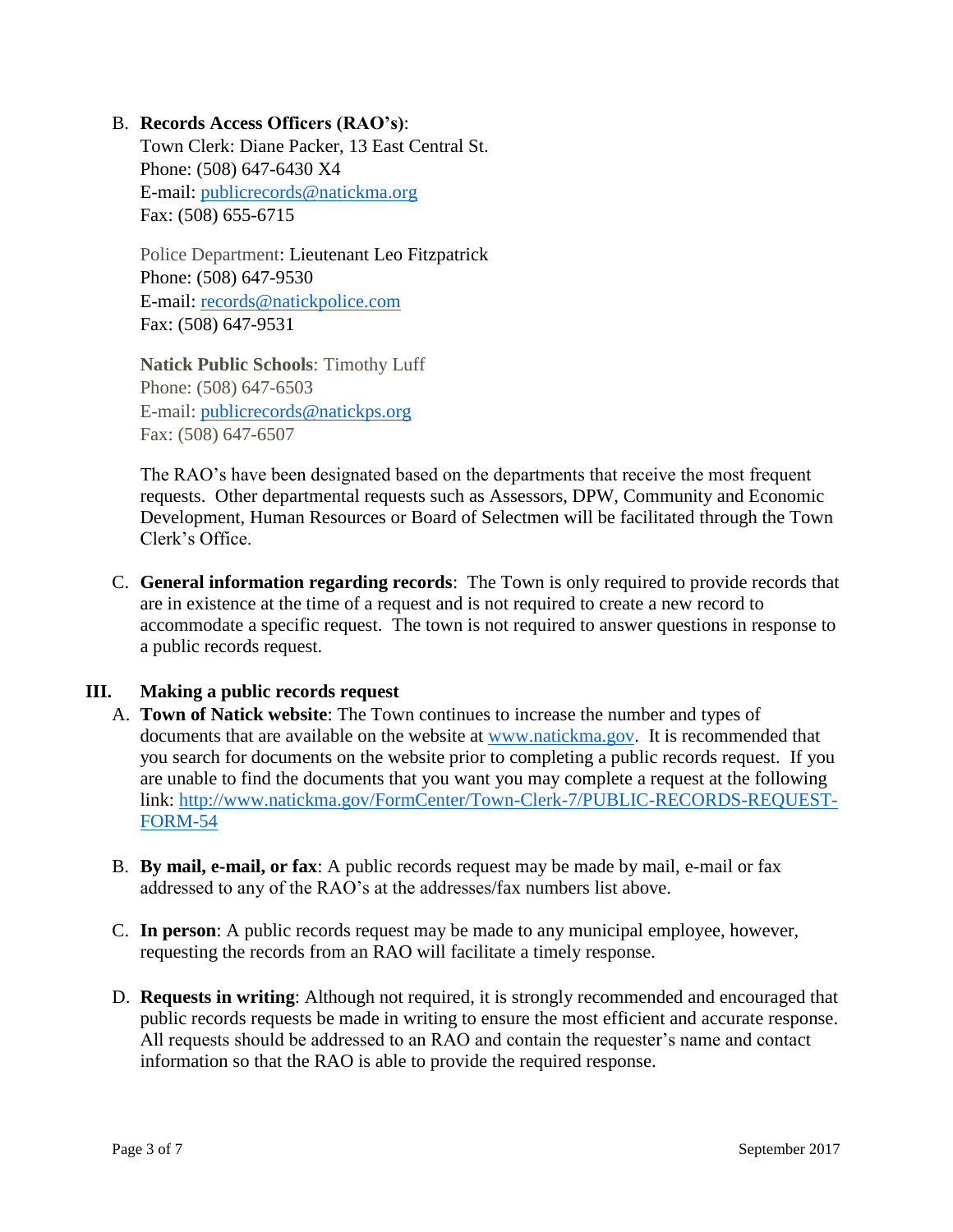B. **Records Access Officers (RAO's)**:
Town Clerk: Diane Packer, 13 East Central St.
Phone: (508) 647-6430 X4
E-mail: publicrecords@natickma.org
Fax: (508) 655-6715

Police Department: Lieutenant Leo Fitzpatrick
Phone: (508) 647-9530
E-mail: records@natickpolice.com
Fax: (508) 647-9531

**Natick Public Schools**: Timothy Luff
Phone: (508) 647-6503
E-mail: publicrecords@natickps.org
Fax: (508) 647-6507

The RAO's have been designated based on the departments that receive the most frequent requests. Other departmental requests such as Assessors, DPW, Community and Economic Development, Human Resources or Board of Selectmen will be facilitated through the Town Clerk's Office.

C. **General information regarding records**: The Town is only required to provide records that are in existence at the time of a request and is not required to create a new record to accommodate a specific request. The town is not required to answer questions in response to a public records request.

## III. Making a public records request

A. **Town of Natick website**: The Town continues to increase the number and types of documents that are available on the website at www.natickma.gov. It is recommended that you search for documents on the website prior to completing a public records request. If you are unable to find the documents that you want you may complete a request at the following link: http://www.natickma.gov/FormCenter/Town-Clerk-7/PUBLIC-RECORDS-REQUEST-FORM-54

B. **By mail, e-mail, or fax**: A public records request may be made by mail, e-mail or fax addressed to any of the RAO's at the addresses/fax numbers list above.

C. **In person**: A public records request may be made to any municipal employee, however, requesting the records from an RAO will facilitate a timely response.

D. **Requests in writing**: Although not required, it is strongly recommended and encouraged that public records requests be made in writing to ensure the most efficient and accurate response. All requests should be addressed to an RAO and contain the requester's name and contact information so that the RAO is able to provide the required response.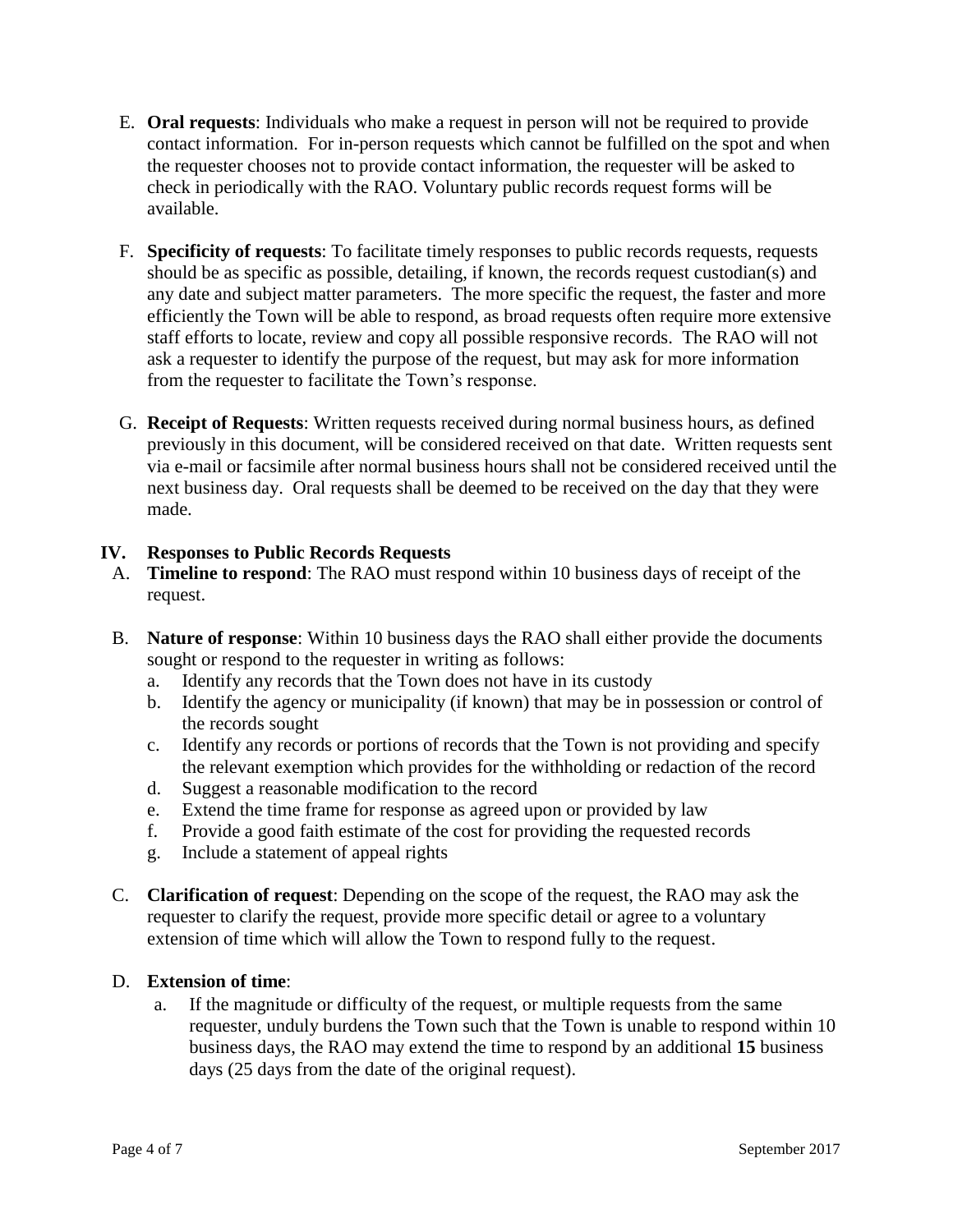E. **Oral requests**: Individuals who make a request in person will not be required to provide contact information. For in-person requests which cannot be fulfilled on the spot and when the requester chooses not to provide contact information, the requester will be asked to check in periodically with the RAO. Voluntary public records request forms will be available.

F. **Specificity of requests**: To facilitate timely responses to public records requests, requests should be as specific as possible, detailing, if known, the records request custodian(s) and any date and subject matter parameters. The more specific the request, the faster and more efficiently the Town will be able to respond, as broad requests often require more extensive staff efforts to locate, review and copy all possible responsive records. The RAO will not ask a requester to identify the purpose of the request, but may ask for more information from the requester to facilitate the Town's response.

G. **Receipt of Requests**: Written requests received during normal business hours, as defined previously in this document, will be considered received on that date. Written requests sent via e-mail or facsimile after normal business hours shall not be considered received until the next business day. Oral requests shall be deemed to be received on the day that they were made.

## IV. Responses to Public Records Requests

A. **Timeline to respond**: The RAO must respond within 10 business days of receipt of the request.

B. **Nature of response**: Within 10 business days the RAO shall either provide the documents sought or respond to the requester in writing as follows:

   a. Identify any records that the Town does not have in its custody
   b. Identify the agency or municipality (if known) that may be in possession or control of the records sought
   c. Identify any records or portions of records that the Town is not providing and specify the relevant exemption which provides for the withholding or redaction of the record
   d. Suggest a reasonable modification to the record
   e. Extend the time frame for response as agreed upon or provided by law
   f. Provide a good faith estimate of the cost for providing the requested records
   g. Include a statement of appeal rights

C. **Clarification of request**: Depending on the scope of the request, the RAO may ask the requester to clarify the request, provide more specific detail or agree to a voluntary extension of time which will allow the Town to respond fully to the request.

D. **Extension of time**:

   a. If the magnitude or difficulty of the request, or multiple requests from the same requester, unduly burdens the Town such that the Town is unable to respond within 10 business days, the RAO may extend the time to respond by an additional **15** business days (25 days from the date of the original request).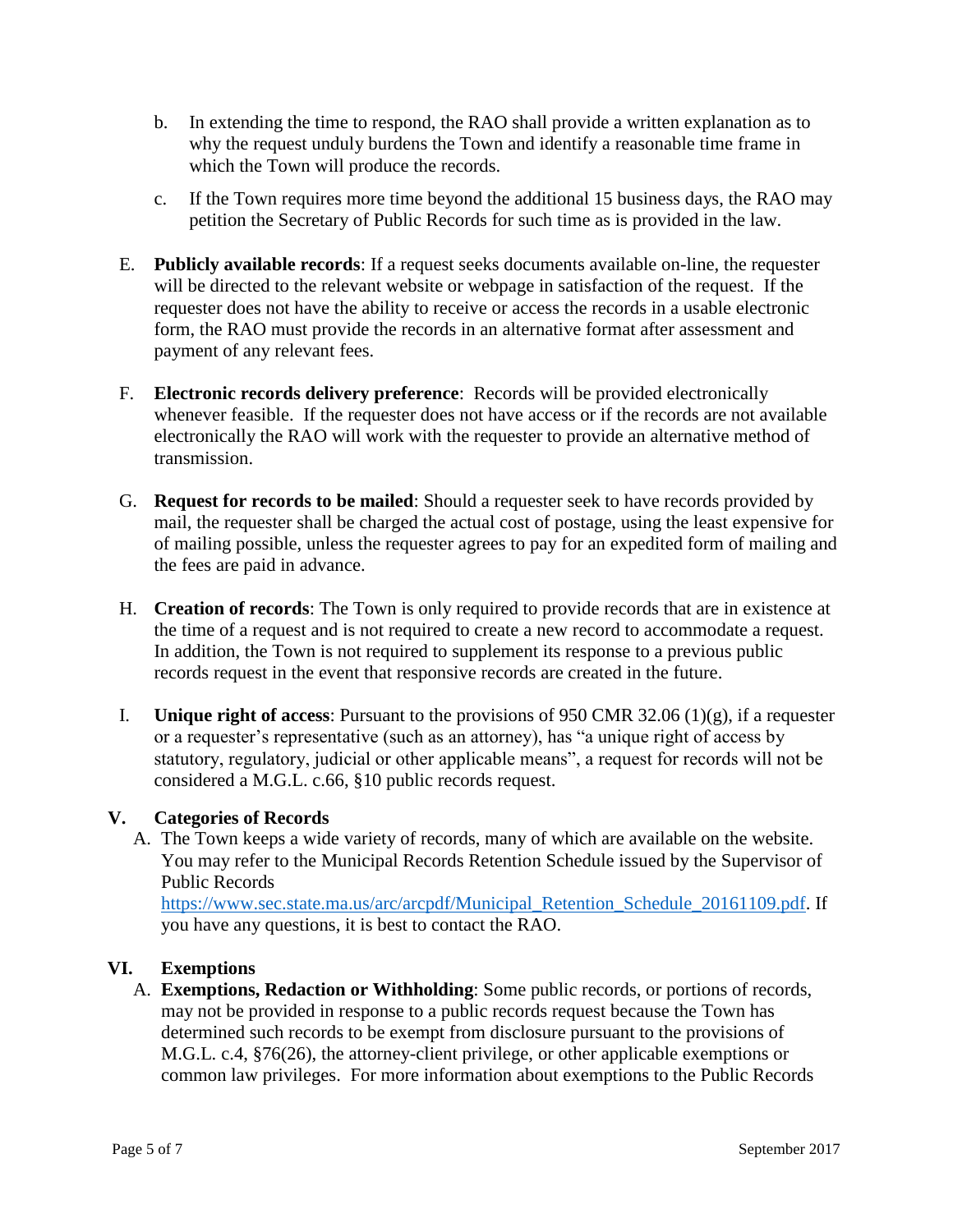b. In extending the time to respond, the RAO shall provide a written explanation as to why the request unduly burdens the Town and identify a reasonable time frame in which the Town will produce the records.

c. If the Town requires more time beyond the additional 15 business days, the RAO may petition the Secretary of Public Records for such time as is provided in the law.

E. **Publicly available records**: If a request seeks documents available on-line, the requester will be directed to the relevant website or webpage in satisfaction of the request. If the requester does not have the ability to receive or access the records in a usable electronic form, the RAO must provide the records in an alternative format after assessment and payment of any relevant fees.

F. **Electronic records delivery preference**: Records will be provided electronically whenever feasible. If the requester does not have access or if the records are not available electronically the RAO will work with the requester to provide an alternative method of transmission.

G. **Request for records to be mailed**: Should a requester seek to have records provided by mail, the requester shall be charged the actual cost of postage, using the least expensive for of mailing possible, unless the requester agrees to pay for an expedited form of mailing and the fees are paid in advance.

H. **Creation of records**: The Town is only required to provide records that are in existence at the time of a request and is not required to create a new record to accommodate a request. In addition, the Town is not required to supplement its response to a previous public records request in the event that responsive records are created in the future.

I. **Unique right of access**: Pursuant to the provisions of 950 CMR 32.06 (1)(g), if a requester or a requester's representative (such as an attorney), has "a unique right of access by statutory, regulatory, judicial or other applicable means", a request for records will not be considered a M.G.L. c.66, §10 public records request.

## V. Categories of Records

A. The Town keeps a wide variety of records, many of which are available on the website. You may refer to the Municipal Records Retention Schedule issued by the Supervisor of Public Records [https://www.sec.state.ma.us/arc/arcpdf/Municipal_Retention_Schedule_20161109.pdf](https://www.sec.state.ma.us/arc/arcpdf/Municipal_Retention_Schedule_20161109.pdf). If you have any questions, it is best to contact the RAO.

## VI. Exemptions

A. **Exemptions, Redaction or Withholding**: Some public records, or portions of records, may not be provided in response to a public records request because the Town has determined such records to be exempt from disclosure pursuant to the provisions of M.G.L. c.4, §76(26), the attorney-client privilege, or other applicable exemptions or common law privileges. For more information about exemptions to the Public Records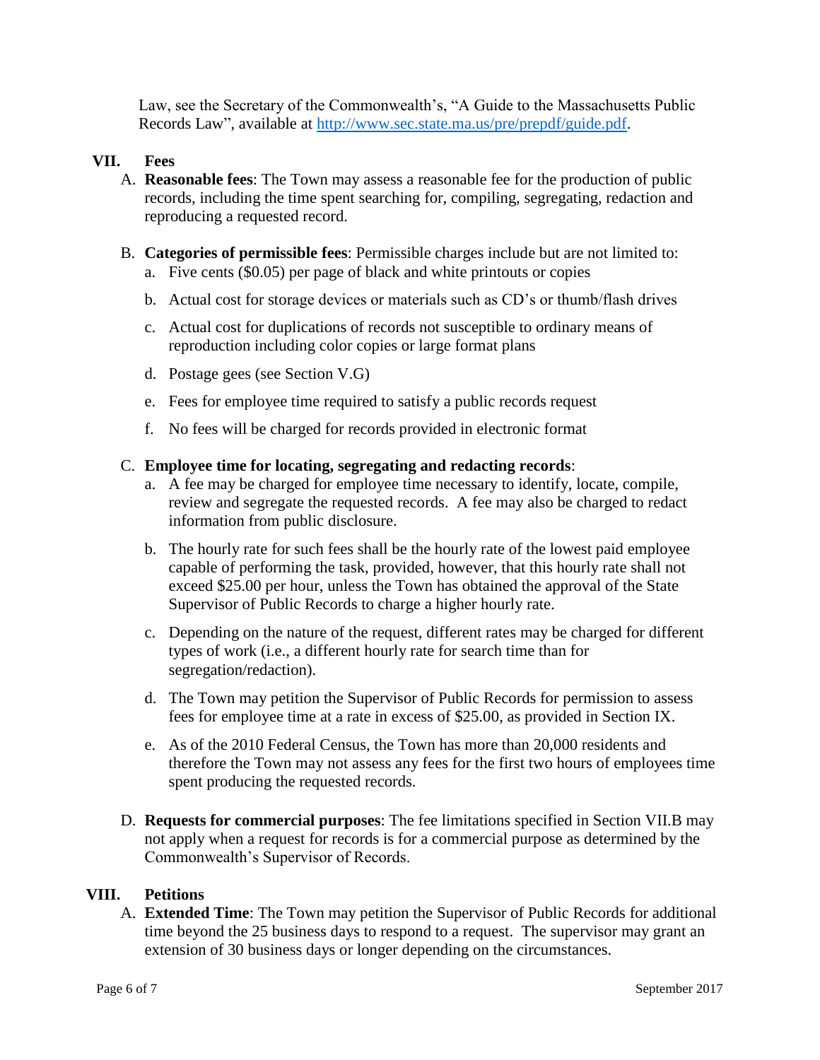Law, see the Secretary of the Commonwealth's, "A Guide to the Massachusetts Public Records Law", available at http://www.sec.state.ma.us/pre/prepdf/guide.pdf.

## VII. Fees

A. **Reasonable fees**: The Town may assess a reasonable fee for the production of public records, including the time spent searching for, compiling, segregating, redaction and reproducing a requested record.

B. **Categories of permissible fees**: Permissible charges include but are not limited to:

  a. Five cents ($0.05) per page of black and white printouts or copies

  b. Actual cost for storage devices or materials such as CD's or thumb/flash drives

  c. Actual cost for duplications of records not susceptible to ordinary means of reproduction including color copies or large format plans

  d. Postage gees (see Section V.G)

  e. Fees for employee time required to satisfy a public records request

  f. No fees will be charged for records provided in electronic format

C. **Employee time for locating, segregating and redacting records**:

  a. A fee may be charged for employee time necessary to identify, locate, compile, review and segregate the requested records. A fee may also be charged to redact information from public disclosure.

  b. The hourly rate for such fees shall be the hourly rate of the lowest paid employee capable of performing the task, provided, however, that this hourly rate shall not exceed $25.00 per hour, unless the Town has obtained the approval of the State Supervisor of Public Records to charge a higher hourly rate.

  c. Depending on the nature of the request, different rates may be charged for different types of work (i.e., a different hourly rate for search time than for segregation/redaction).

  d. The Town may petition the Supervisor of Public Records for permission to assess fees for employee time at a rate in excess of $25.00, as provided in Section IX.

  e. As of the 2010 Federal Census, the Town has more than 20,000 residents and therefore the Town may not assess any fees for the first two hours of employees time spent producing the requested records.

D. **Requests for commercial purposes**: The fee limitations specified in Section VII.B may not apply when a request for records is for a commercial purpose as determined by the Commonwealth's Supervisor of Records.

## VIII. Petitions

A. **Extended Time**: The Town may petition the Supervisor of Public Records for additional time beyond the 25 business days to respond to a request. The supervisor may grant an extension of 30 business days or longer depending on the circumstances.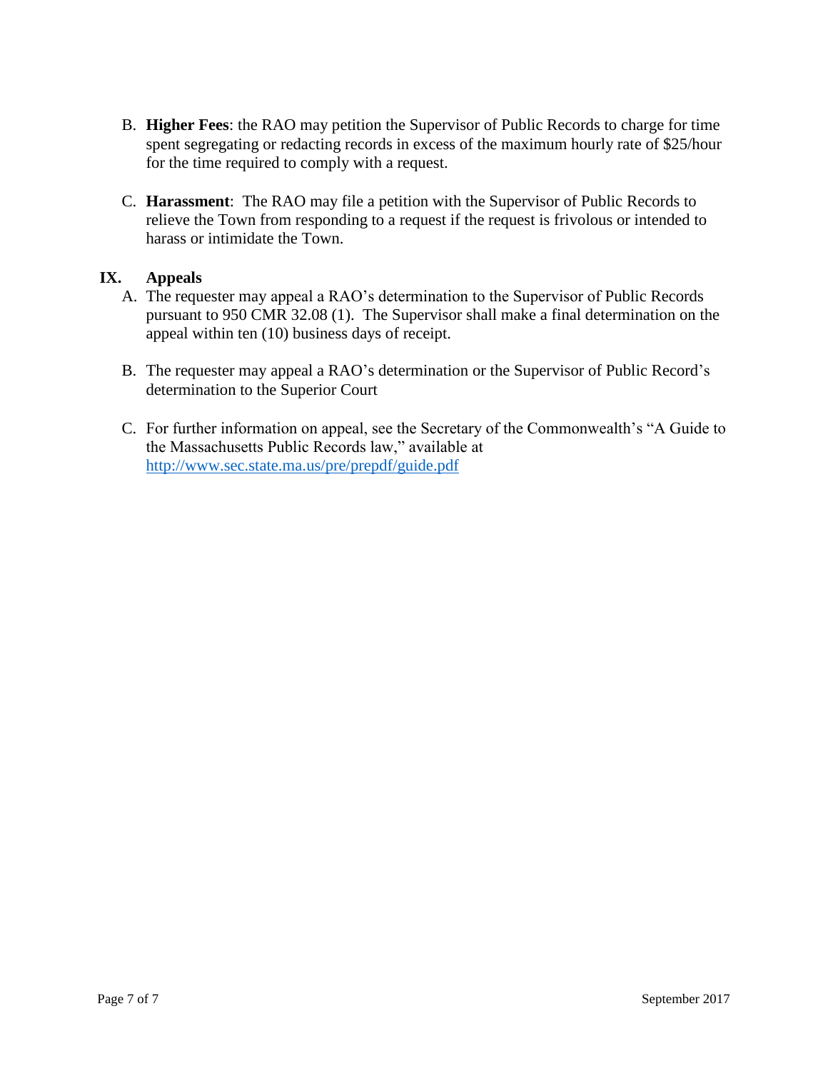B. **Higher Fees**: the RAO may petition the Supervisor of Public Records to charge for time spent segregating or redacting records in excess of the maximum hourly rate of $25/hour for the time required to comply with a request.

C. **Harassment**: The RAO may file a petition with the Supervisor of Public Records to relieve the Town from responding to a request if the request is frivolous or intended to harass or intimidate the Town.

## IX. Appeals

A. The requester may appeal a RAO's determination to the Supervisor of Public Records pursuant to 950 CMR 32.08 (1). The Supervisor shall make a final determination on the appeal within ten (10) business days of receipt.

B. The requester may appeal a RAO's determination or the Supervisor of Public Record's determination to the Superior Court

C. For further information on appeal, see the Secretary of the Commonwealth's "A Guide to the Massachusetts Public Records law," available at http://www.sec.state.ma.us/pre/prepdf/guide.pdf

September 2017